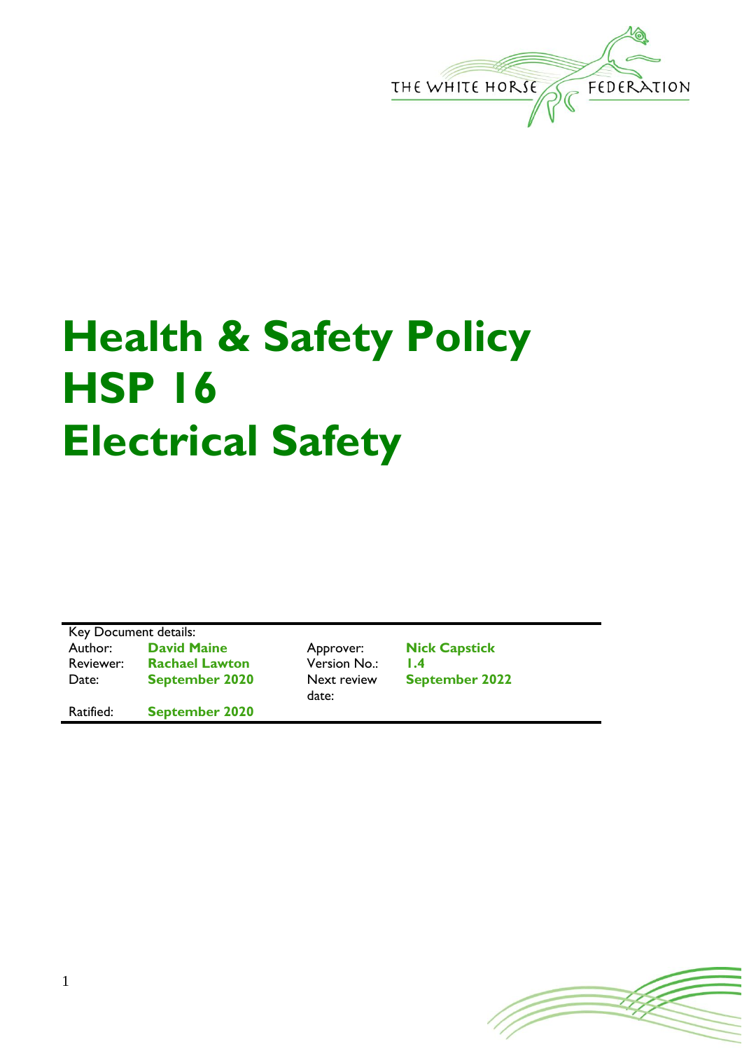THE WHITE HORSE FEDERATION

# Health & Safety Policy
# HSP 16
# Electrical Safety

| Key Document details: | | | |
|---|---|---|---|
| Author: | **David Maine** | Approver: | **Nick Capstick** |
| Reviewer: | **Rachael Lawton** | Version No.: | **1.4** |
| Date: | **September 2020** | Next review date: | **September 2022** |
| Ratified: | **September 2020** | | |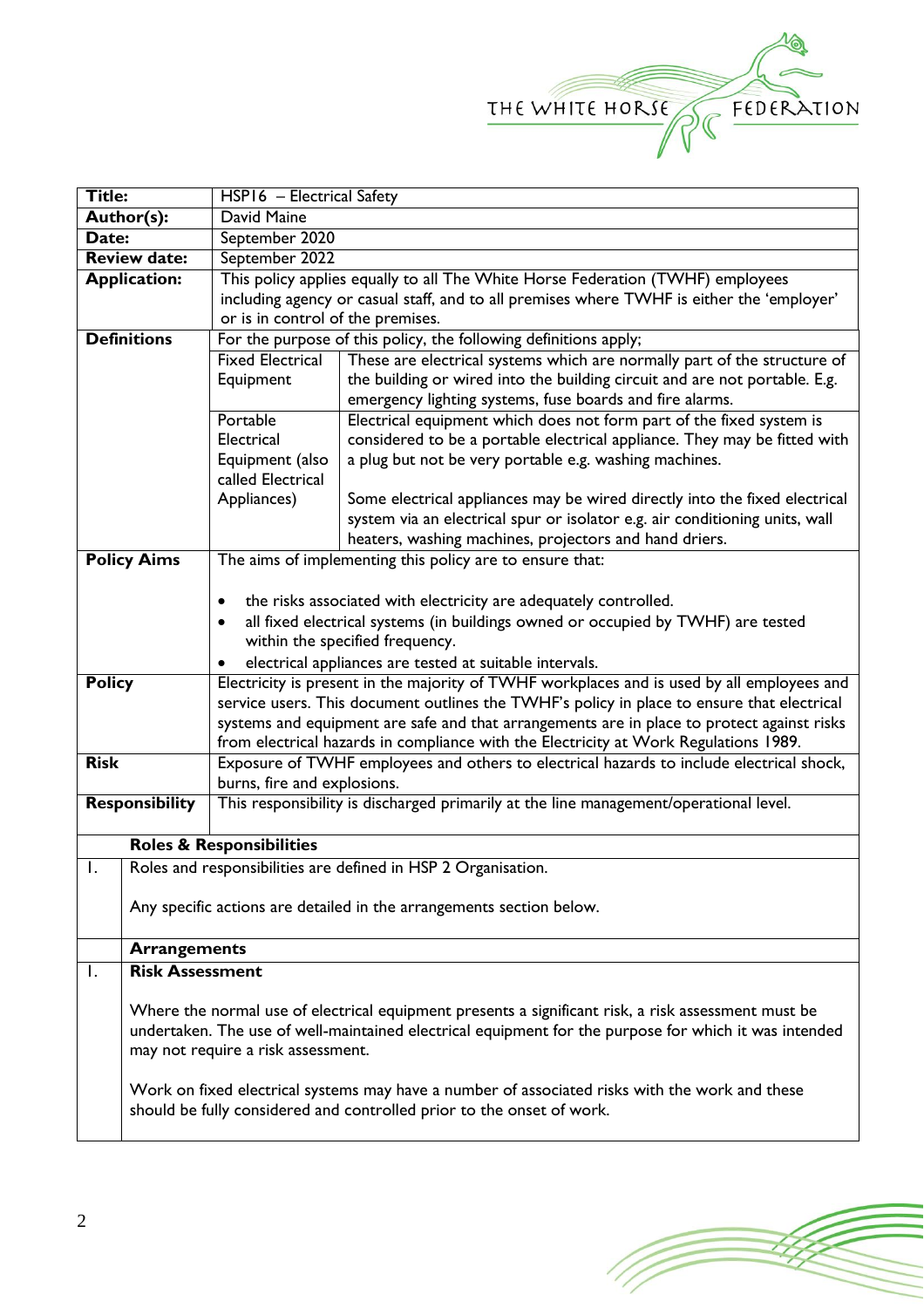| **Title:** | HSP16 – Electrical Safety | |
|---|---|---|
| **Author(s):** | David Maine | |
| **Date:** | September 2020 | |
| **Review date:** | September 2022 | |
| **Application:** | This policy applies equally to all The White Horse Federation (TWHF) employees including agency or casual staff, and to all premises where TWHF is either the 'employer' or is in control of the premises. | |
| **Definitions** | For the purpose of this policy, the following definitions apply; | |
| | Fixed Electrical Equipment | These are electrical systems which are normally part of the structure of the building or wired into the building circuit and are not portable. E.g. emergency lighting systems, fuse boards and fire alarms. |
| | Portable Electrical Equipment (also called Electrical Appliances) | Electrical equipment which does not form part of the fixed system is considered to be a portable electrical appliance. They may be fitted with a plug but not be very portable e.g. washing machines.<br><br>Some electrical appliances may be wired directly into the fixed electrical system via an electrical spur or isolator e.g. air conditioning units, wall heaters, washing machines, projectors and hand driers. |
| **Policy Aims** | The aims of implementing this policy are to ensure that:<br><br>• the risks associated with electricity are adequately controlled.<br>• all fixed electrical systems (in buildings owned or occupied by TWHF) are tested within the specified frequency.<br>• electrical appliances are tested at suitable intervals. | |
| **Policy** | Electricity is present in the majority of TWHF workplaces and is used by all employees and service users. This document outlines the TWHF's policy in place to ensure that electrical systems and equipment are safe and that arrangements are in place to protect against risks from electrical hazards in compliance with the Electricity at Work Regulations 1989. | |
| **Risk** | Exposure of TWHF employees and others to electrical hazards to include electrical shock, burns, fire and explosions. | |
| **Responsibility** | This responsibility is discharged primarily at the line management/operational level. | |

## Roles & Responsibilities

1. Roles and responsibilities are defined in HSP 2 Organisation.

   Any specific actions are detailed in the arrangements section below.

## Arrangements

1. **Risk Assessment**

   Where the normal use of electrical equipment presents a significant risk, a risk assessment must be undertaken. The use of well-maintained electrical equipment for the purpose for which it was intended may not require a risk assessment.

   Work on fixed electrical systems may have a number of associated risks with the work and these should be fully considered and controlled prior to the onset of work.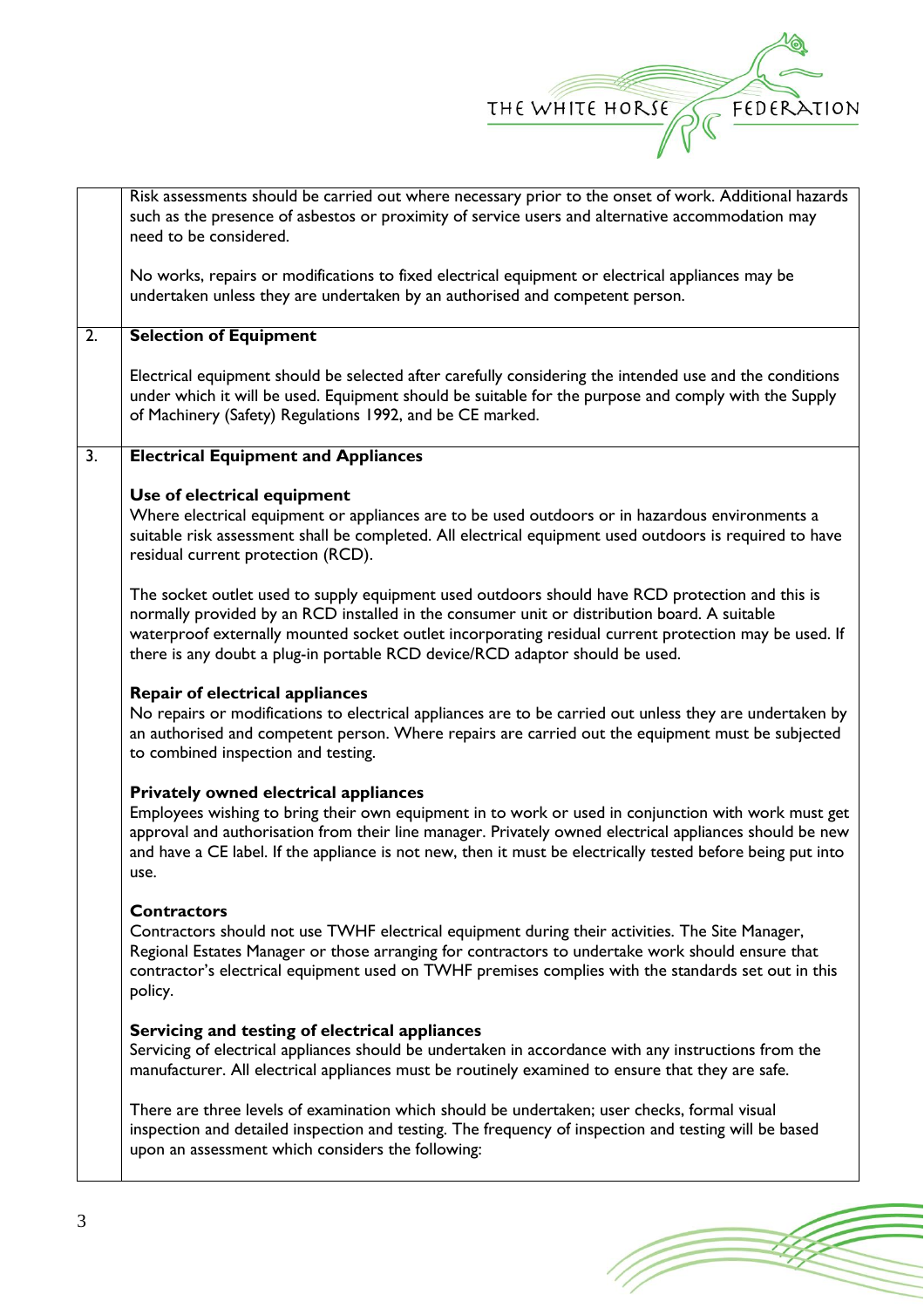Risk assessments should be carried out where necessary prior to the onset of work. Additional hazards such as the presence of asbestos or proximity of service users and alternative accommodation may need to be considered.

No works, repairs or modifications to fixed electrical equipment or electrical appliances may be undertaken unless they are undertaken by an authorised and competent person.

## 2. Selection of Equipment

Electrical equipment should be selected after carefully considering the intended use and the conditions under which it will be used. Equipment should be suitable for the purpose and comply with the Supply of Machinery (Safety) Regulations 1992, and be CE marked.

## 3. Electrical Equipment and Appliances

### Use of electrical equipment

Where electrical equipment or appliances are to be used outdoors or in hazardous environments a suitable risk assessment shall be completed. All electrical equipment used outdoors is required to have residual current protection (RCD).

The socket outlet used to supply equipment used outdoors should have RCD protection and this is normally provided by an RCD installed in the consumer unit or distribution board. A suitable waterproof externally mounted socket outlet incorporating residual current protection may be used. If there is any doubt a plug-in portable RCD device/RCD adaptor should be used.

### Repair of electrical appliances

No repairs or modifications to electrical appliances are to be carried out unless they are undertaken by an authorised and competent person. Where repairs are carried out the equipment must be subjected to combined inspection and testing.

### Privately owned electrical appliances

Employees wishing to bring their own equipment in to work or used in conjunction with work must get approval and authorisation from their line manager. Privately owned electrical appliances should be new and have a CE label. If the appliance is not new, then it must be electrically tested before being put into use.

### Contractors

Contractors should not use TWHF electrical equipment during their activities. The Site Manager, Regional Estates Manager or those arranging for contractors to undertake work should ensure that contractor's electrical equipment used on TWHF premises complies with the standards set out in this policy.

### Servicing and testing of electrical appliances

Servicing of electrical appliances should be undertaken in accordance with any instructions from the manufacturer. All electrical appliances must be routinely examined to ensure that they are safe.

There are three levels of examination which should be undertaken; user checks, formal visual inspection and detailed inspection and testing. The frequency of inspection and testing will be based upon an assessment which considers the following: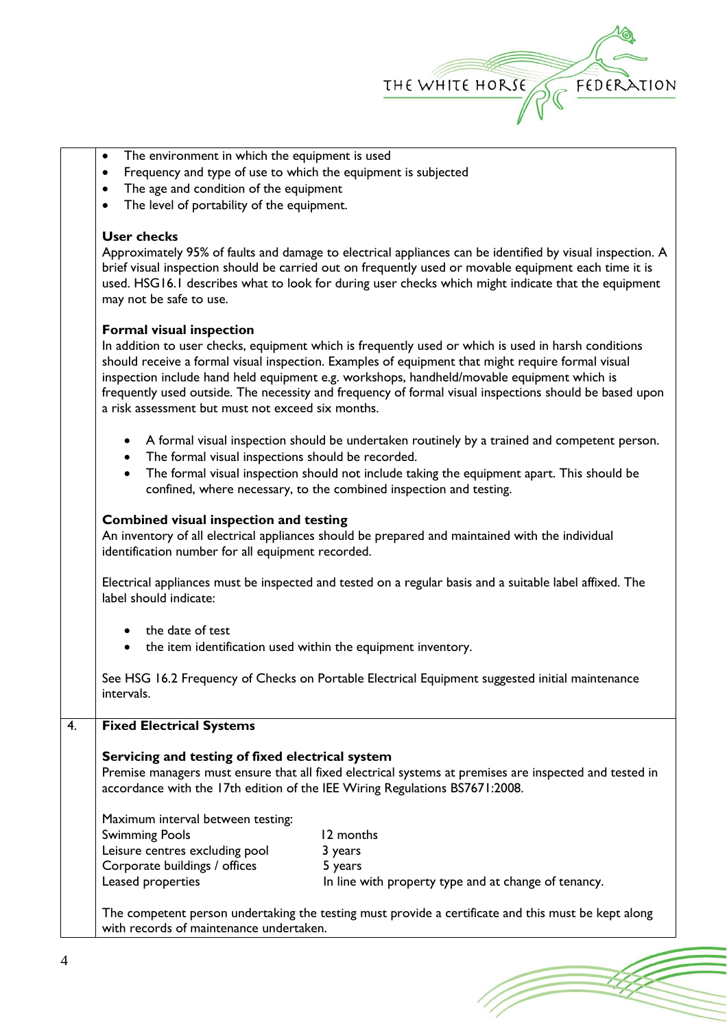- The environment in which the equipment is used
- Frequency and type of use to which the equipment is subjected
- The age and condition of the equipment
- The level of portability of the equipment.

**User checks**

Approximately 95% of faults and damage to electrical appliances can be identified by visual inspection. A brief visual inspection should be carried out on frequently used or movable equipment each time it is used. HSG16.1 describes what to look for during user checks which might indicate that the equipment may not be safe to use.

**Formal visual inspection**

In addition to user checks, equipment which is frequently used or which is used in harsh conditions should receive a formal visual inspection. Examples of equipment that might require formal visual inspection include hand held equipment e.g. workshops, handheld/movable equipment which is frequently used outside. The necessity and frequency of formal visual inspections should be based upon a risk assessment but must not exceed six months.

- A formal visual inspection should be undertaken routinely by a trained and competent person.
- The formal visual inspections should be recorded.
- The formal visual inspection should not include taking the equipment apart. This should be confined, where necessary, to the combined inspection and testing.

**Combined visual inspection and testing**

An inventory of all electrical appliances should be prepared and maintained with the individual identification number for all equipment recorded.

Electrical appliances must be inspected and tested on a regular basis and a suitable label affixed. The label should indicate:

- the date of test
- the item identification used within the equipment inventory.

See HSG 16.2 Frequency of Checks on Portable Electrical Equipment suggested initial maintenance intervals.

## 4. Fixed Electrical Systems

**Servicing and testing of fixed electrical system**

Premise managers must ensure that all fixed electrical systems at premises are inspected and tested in accordance with the 17th edition of the IEE Wiring Regulations BS7671:2008.

Maximum interval between testing:

| | |
|---|---|
| Swimming Pools | 12 months |
| Leisure centres excluding pool | 3 years |
| Corporate buildings / offices | 5 years |
| Leased properties | In line with property type and at change of tenancy. |

The competent person undertaking the testing must provide a certificate and this must be kept along with records of maintenance undertaken.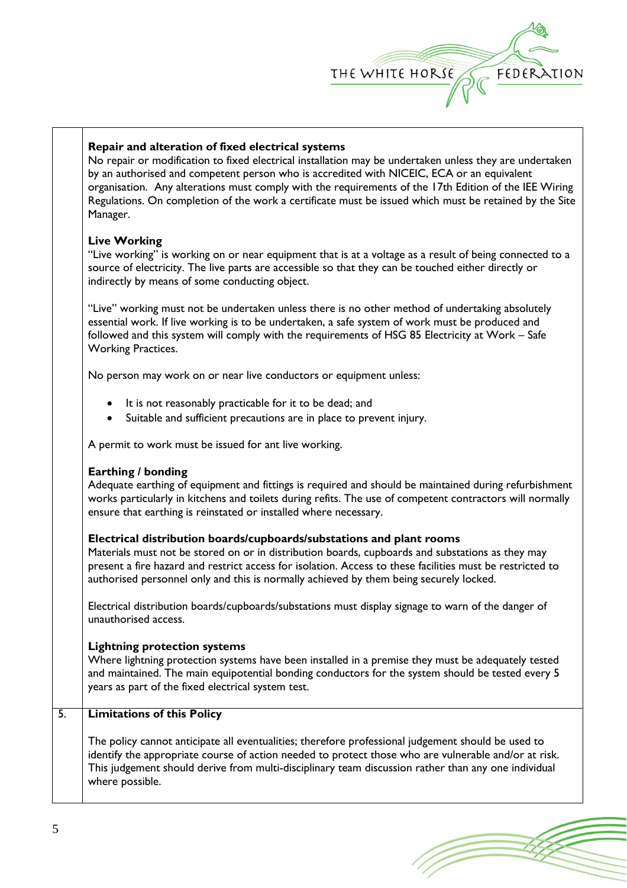### Repair and alteration of fixed electrical systems

No repair or modification to fixed electrical installation may be undertaken unless they are undertaken by an authorised and competent person who is accredited with NICEIC, ECA or an equivalent organisation. Any alterations must comply with the requirements of the 17th Edition of the IEE Wiring Regulations. On completion of the work a certificate must be issued which must be retained by the Site Manager.

### Live Working

"Live working" is working on or near equipment that is at a voltage as a result of being connected to a source of electricity. The live parts are accessible so that they can be touched either directly or indirectly by means of some conducting object.

"Live" working must not be undertaken unless there is no other method of undertaking absolutely essential work. If live working is to be undertaken, a safe system of work must be produced and followed and this system will comply with the requirements of HSG 85 Electricity at Work – Safe Working Practices.

No person may work on or near live conductors or equipment unless:

- It is not reasonably practicable for it to be dead; and
- Suitable and sufficient precautions are in place to prevent injury.

A permit to work must be issued for ant live working.

### Earthing / bonding

Adequate earthing of equipment and fittings is required and should be maintained during refurbishment works particularly in kitchens and toilets during refits. The use of competent contractors will normally ensure that earthing is reinstated or installed where necessary.

### Electrical distribution boards/cupboards/substations and plant rooms

Materials must not be stored on or in distribution boards, cupboards and substations as they may present a fire hazard and restrict access for isolation. Access to these facilities must be restricted to authorised personnel only and this is normally achieved by them being securely locked.

Electrical distribution boards/cupboards/substations must display signage to warn of the danger of unauthorised access.

### Lightning protection systems

Where lightning protection systems have been installed in a premise they must be adequately tested and maintained. The main equipotential bonding conductors for the system should be tested every 5 years as part of the fixed electrical system test.

## 5. Limitations of this Policy

The policy cannot anticipate all eventualities; therefore professional judgement should be used to identify the appropriate course of action needed to protect those who are vulnerable and/or at risk. This judgement should derive from multi-disciplinary team discussion rather than any one individual where possible.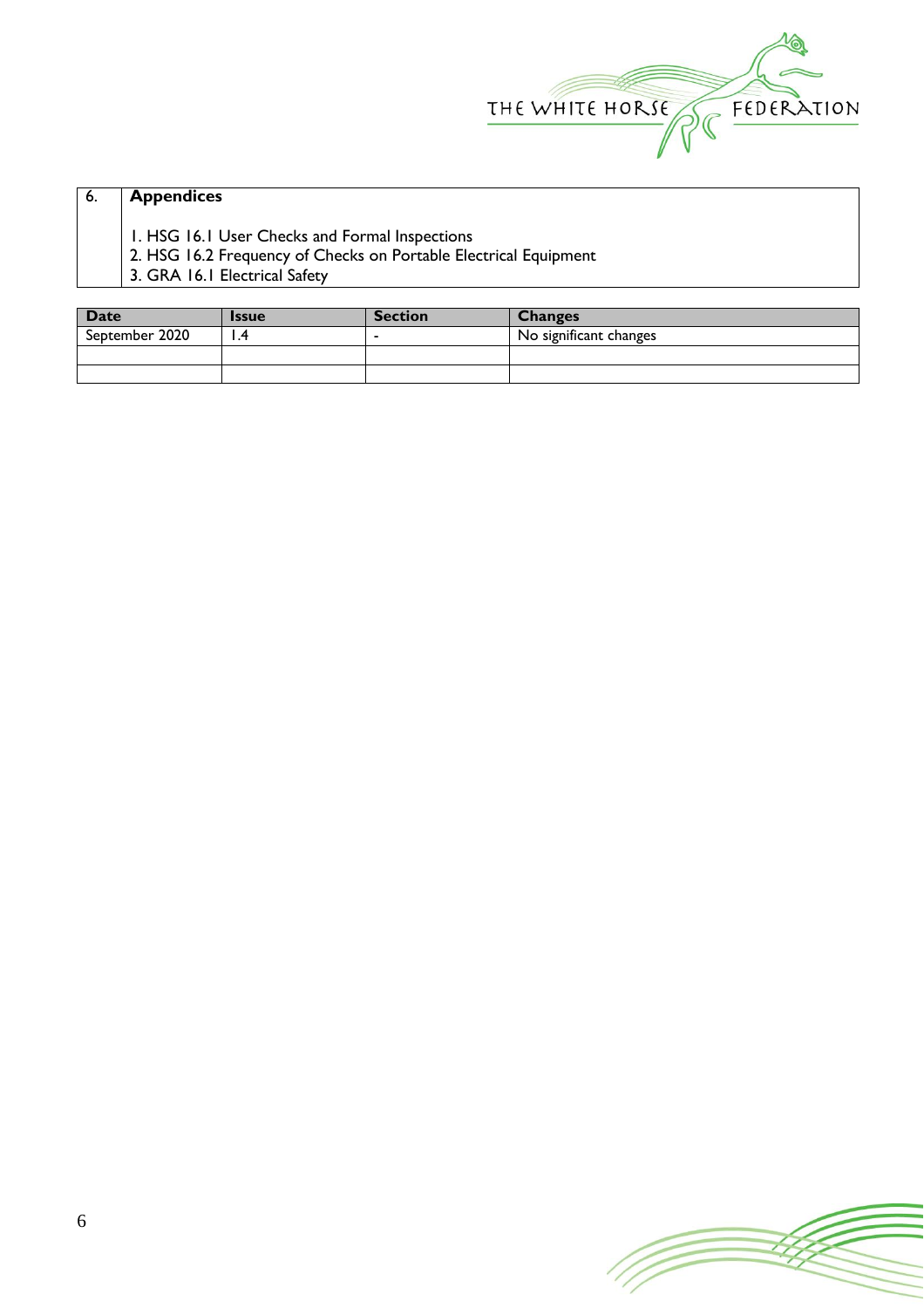| 6. | **Appendices** |
|---|---|
| | 1. HSG 16.1 User Checks and Formal Inspections<br>2. HSG 16.2 Frequency of Checks on Portable Electrical Equipment<br>3. GRA 16.1 Electrical Safety |

| Date | Issue | Section | Changes |
|---|---|---|---|
| September 2020 | 1.4 | - | No significant changes |
| | | | |
| | | | |